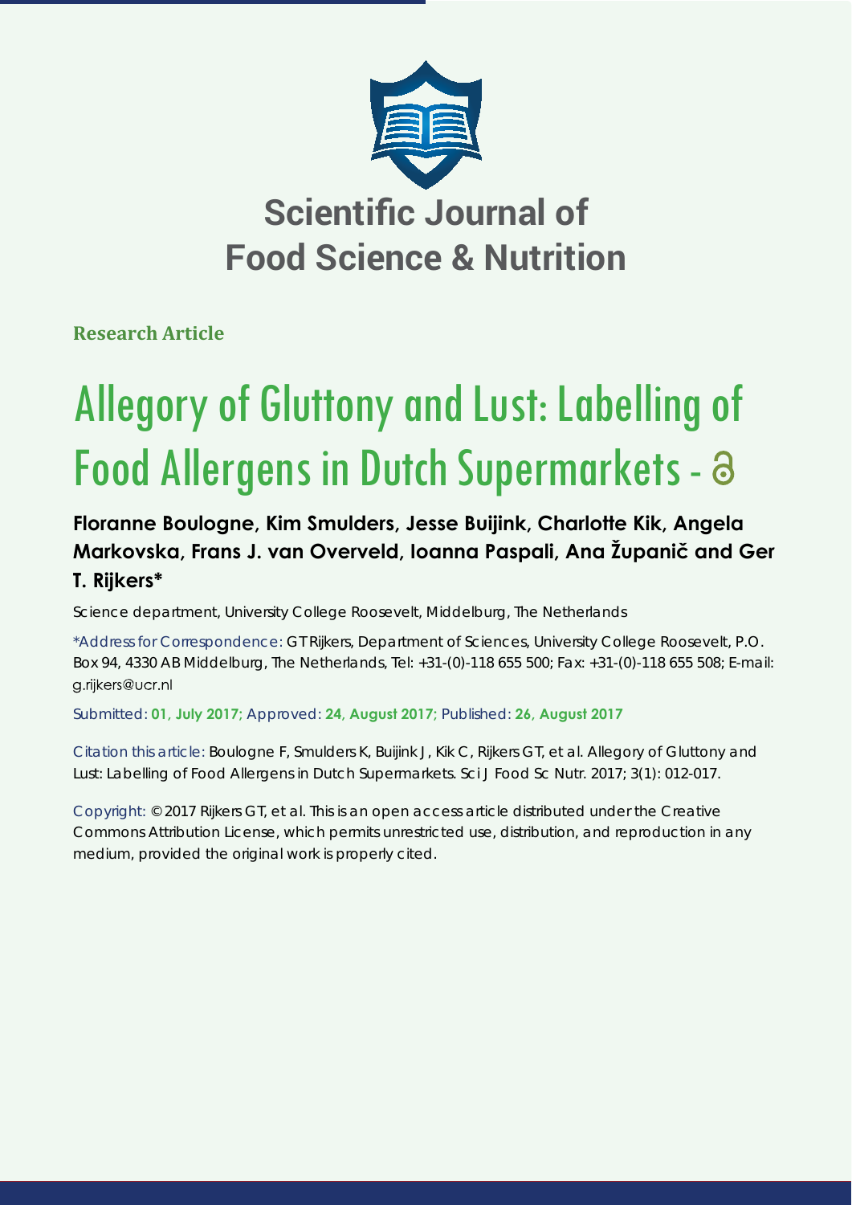# Scientific Journal of Food Science & Nutrition

**Research Article**

# Allegory of Gluttony and Lust: Labelling of Food Allergens in Dutch Supermarkets

**Floranne Boulogne, Kim Smulders, Jesse Buijink, Charlotte Kik, Angela Markovska, Frans J. van Overveld, Ioanna Paspali, Ana Županič and Ger T. Rijkers***

Science department, University College Roosevelt, Middelburg, The Netherlands

*Address for Correspondence: GT Rijkers, Department of Sciences, University College Roosevelt, P.O. Box 94, 4330 AB Middelburg, The Netherlands, Tel: +31-(0)-118 655 500; Fax: +31-(0)-118 655 508; E-mail: g.rijkers@ucr.nl

Submitted: **01, July 2017**; Approved: **24, August 2017**; Published: **26, August 2017**

Citation this article: Boulogne F, Smulders K, Buijink J, Kik C, Rijkers GT, et al. Allegory of Gluttony and Lust: Labelling of Food Allergens in Dutch Supermarkets. Sci J Food Sc Nutr. 2017; 3(1): 012-017.

Copyright: © 2017 Rijkers GT, et al. This is an open access article distributed under the Creative Commons Attribution License, which permits unrestricted use, distribution, and reproduction in any medium, provided the original work is properly cited.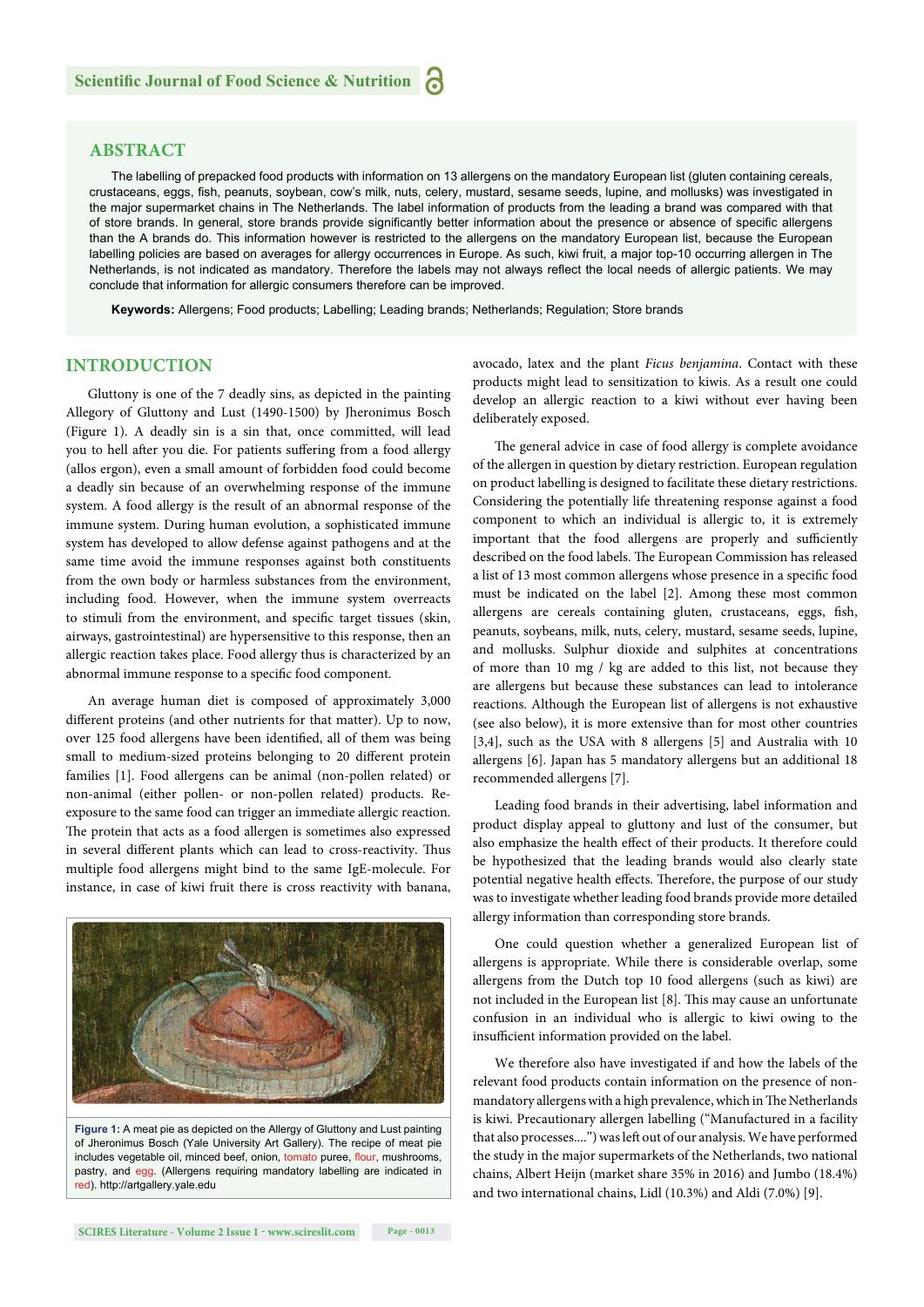## ABSTRACT

The labelling of prepacked food products with information on 13 allergens on the mandatory European list (gluten containing cereals, crustaceans, eggs, fish, peanuts, soybean, cow's milk, nuts, celery, mustard, sesame seeds, lupine, and mollusks) was investigated in the major supermarket chains in The Netherlands. The label information of products from the leading a brand was compared with that of store brands. In general, store brands provide significantly better information about the presence or absence of specific allergens than the A brands do. This information however is restricted to the allergens on the mandatory European list, because the European labelling policies are based on averages for allergy occurrences in Europe. As such, kiwi fruit, a major top-10 occurring allergen in The Netherlands, is not indicated as mandatory. Therefore the labels may not always reflect the local needs of allergic patients. We may conclude that information for allergic consumers therefore can be improved.

**Keywords:** Allergens; Food products; Labelling; Leading brands; Netherlands; Regulation; Store brands

## INTRODUCTION

Gluttony is one of the 7 deadly sins, as depicted in the painting Allegory of Gluttony and Lust (1490-1500) by Jheronimus Bosch (Figure 1). A deadly sin is a sin that, once committed, will lead you to hell after you die. For patients suffering from a food allergy (allos ergon), even a small amount of forbidden food could become a deadly sin because of an overwhelming response of the immune system. A food allergy is the result of an abnormal response of the immune system. During human evolution, a sophisticated immune system has developed to allow defense against pathogens and at the same time avoid the immune responses against both constituents from the own body or harmless substances from the environment, including food. However, when the immune system overreacts to stimuli from the environment, and specific target tissues (skin, airways, gastrointestinal) are hypersensitive to this response, then an allergic reaction takes place. Food allergy thus is characterized by an abnormal immune response to a specific food component.

An average human diet is composed of approximately 3,000 different proteins (and other nutrients for that matter). Up to now, over 125 food allergens have been identified, all of them was being small to medium-sized proteins belonging to 20 different protein families [1]. Food allergens can be animal (non-pollen related) or non-animal (either pollen- or non-pollen related) products. Re-exposure to the same food can trigger an immediate allergic reaction. The protein that acts as a food allergen is sometimes also expressed in several different plants which can lead to cross-reactivity. Thus multiple food allergens might bind to the same IgE-molecule. For instance, in case of kiwi fruit there is cross reactivity with banana, avocado, latex and the plant *Ficus benjamina*. Contact with these products might lead to sensitization to kiwis. As a result one could develop an allergic reaction to a kiwi without ever having been deliberately exposed.

**Figure 1:** A meat pie as depicted on the Allergy of Gluttony and Lust painting of Jheronimus Bosch (Yale University Art Gallery). The recipe of meat pie includes vegetable oil, minced beef, onion, tomato puree, flour, mushrooms, pastry, and egg. (Allergens requiring mandatory labelling are indicated in red). http://artgallery.yale.edu

The general advice in case of food allergy is complete avoidance of the allergen in question by dietary restriction. European regulation on product labelling is designed to facilitate these dietary restrictions. Considering the potentially life threatening response against a food component to which an individual is allergic to, it is extremely important that the food allergens are properly and sufficiently described on the food labels. The European Commission has released a list of 13 most common allergens whose presence in a specific food must be indicated on the label [2]. Among these most common allergens are cereals containing gluten, crustaceans, eggs, fish, peanuts, soybeans, milk, nuts, celery, mustard, sesame seeds, lupine, and mollusks. Sulphur dioxide and sulphites at concentrations of more than 10 mg / kg are added to this list, not because they are allergens but because these substances can lead to intolerance reactions. Although the European list of allergens is not exhaustive (see also below), it is more extensive than for most other countries [3,4], such as the USA with 8 allergens [5] and Australia with 10 allergens [6]. Japan has 5 mandatory allergens but an additional 18 recommended allergens [7].

Leading food brands in their advertising, label information and product display appeal to gluttony and lust of the consumer, but also emphasize the health effect of their products. It therefore could be hypothesized that the leading brands would also clearly state potential negative health effects. Therefore, the purpose of our study was to investigate whether leading food brands provide more detailed allergy information than corresponding store brands.

One could question whether a generalized European list of allergens is appropriate. While there is considerable overlap, some allergens from the Dutch top 10 food allergens (such as kiwi) are not included in the European list [8]. This may cause an unfortunate confusion in an individual who is allergic to kiwi owing to the insufficient information provided on the label.

We therefore also have investigated if and how the labels of the relevant food products contain information on the presence of non-mandatory allergens with a high prevalence, which in The Netherlands is kiwi. Precautionary allergen labelling ("Manufactured in a facility that also processes....") was left out of our analysis. We have performed the study in the major supermarkets of the Netherlands, two national chains, Albert Heijn (market share 35% in 2016) and Jumbo (18.4%) and two international chains, Lidl (10.3%) and Aldi (7.0%) [9].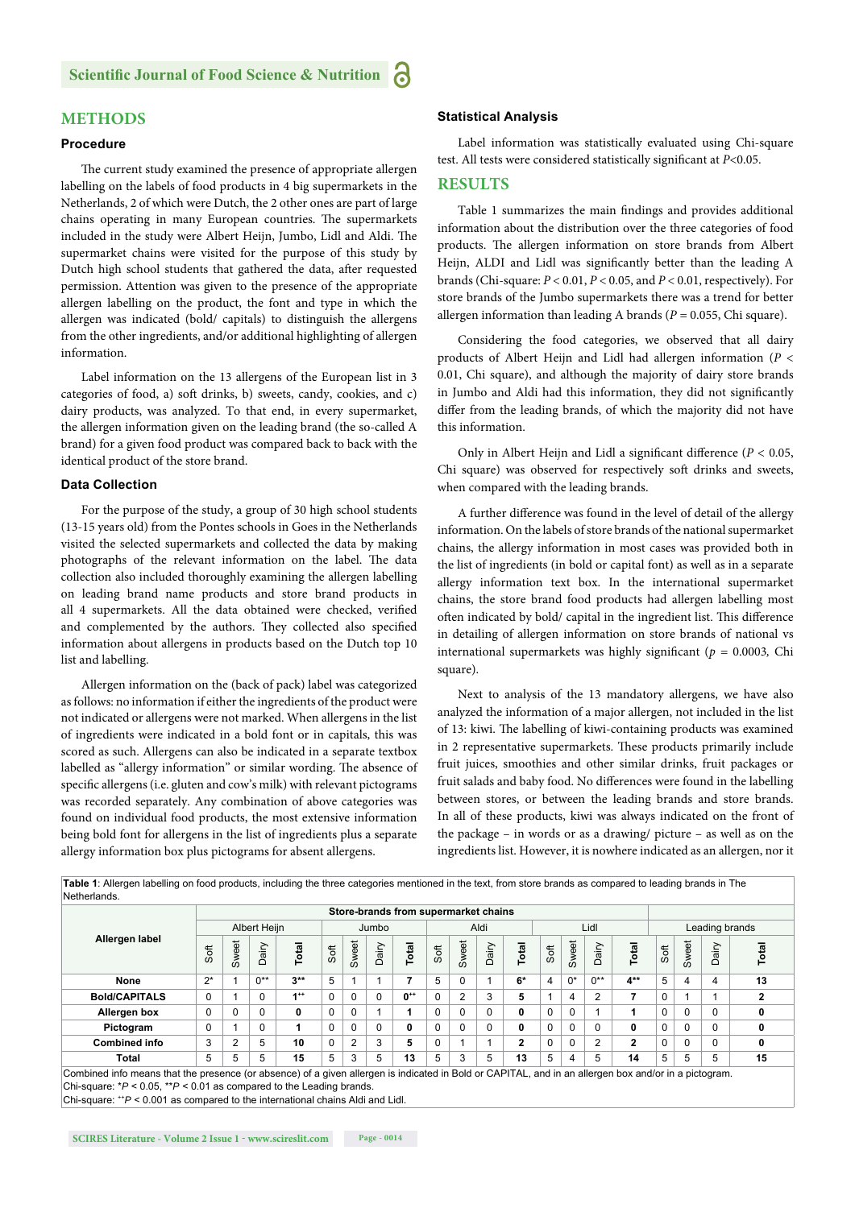## METHODS

### Procedure

The current study examined the presence of appropriate allergen labelling on the labels of food products in 4 big supermarkets in the Netherlands, 2 of which were Dutch, the 2 other ones are part of large chains operating in many European countries. The supermarkets included in the study were Albert Heijn, Jumbo, Lidl and Aldi. The supermarket chains were visited for the purpose of this study by Dutch high school students that gathered the data, after requested permission. Attention was given to the presence of the appropriate allergen labelling on the product, the font and type in which the allergen was indicated (bold/ capitals) to distinguish the allergens from the other ingredients, and/or additional highlighting of allergen information.

Label information on the 13 allergens of the European list in 3 categories of food, a) soft drinks, b) sweets, candy, cookies, and c) dairy products, was analyzed. To that end, in every supermarket, the allergen information given on the leading brand (the so-called A brand) for a given food product was compared back to back with the identical product of the store brand.

### Data Collection

For the purpose of the study, a group of 30 high school students (13-15 years old) from the Pontes schools in Goes in the Netherlands visited the selected supermarkets and collected the data by making photographs of the relevant information on the label. The data collection also included thoroughly examining the allergen labelling on leading brand name products and store brand products in all 4 supermarkets. All the data obtained were checked, verified and complemented by the authors. They collected also specified information about allergens in products based on the Dutch top 10 list and labelling.

Allergen information on the (back of pack) label was categorized as follows: no information if either the ingredients of the product were not indicated or allergens were not marked. When allergens in the list of ingredients were indicated in a bold font or in capitals, this was scored as such. Allergens can also be indicated in a separate textbox labelled as "allergy information" or similar wording. The absence of specific allergens (i.e. gluten and cow's milk) with relevant pictograms was recorded separately. Any combination of above categories was found on individual food products, the most extensive information being bold font for allergens in the list of ingredients plus a separate allergy information box plus pictograms for absent allergens.

### Statistical Analysis

Label information was statistically evaluated using Chi-square test. All tests were considered statistically significant at $P<0.05$.

## RESULTS

Table 1 summarizes the main findings and provides additional information about the distribution over the three categories of food products. The allergen information on store brands from Albert Heijn, ALDI and Lidl was significantly better than the leading A brands (Chi-square: $P < 0.01$, $P < 0.05$, and $P < 0.01$, respectively). For store brands of the Jumbo supermarkets there was a trend for better allergen information than leading A brands ($P = 0.055$, Chi square).

Considering the food categories, we observed that all dairy products of Albert Heijn and Lidl had allergen information ($P < 0.01$, Chi square), and although the majority of dairy store brands in Jumbo and Aldi had this information, they did not significantly differ from the leading brands, of which the majority did not have this information.

Only in Albert Heijn and Lidl a significant difference ($P < 0.05$, Chi square) was observed for respectively soft drinks and sweets, when compared with the leading brands.

A further difference was found in the level of detail of the allergy information. On the labels of store brands of the national supermarket chains, the allergy information in most cases was provided both in the list of ingredients (in bold or capital font) as well as in a separate allergy information text box. In the international supermarket chains, the store brand food products had allergen labelling most often indicated by bold/ capital in the ingredient list. This difference in detailing of allergen information on store brands of national vs international supermarkets was highly significant ($p = 0.0003$, Chi square).

Next to analysis of the 13 mandatory allergens, we have also analyzed the information of a major allergen, not included in the list of 13: kiwi. The labelling of kiwi-containing products was examined in 2 representative supermarkets. These products primarily include fruit juices, smoothies and other similar drinks, fruit packages or fruit salads and baby food. No differences were found in the labelling between stores, or between the leading brands and store brands. In all of these products, kiwi was always indicated on the front of the package – in words or as a drawing/ picture – as well as on the ingredients list. However, it is nowhere indicated as an allergen, nor it

**Table 1**: Allergen labelling on food products, including the three categories mentioned in the text, from store brands as compared to leading brands in The Netherlands.

| Allergen label | Store-brands from supermarket chains | | | | | | | | | | | | | | | | | | | |
|---|---|---|---|---|---|---|---|---|---|---|---|---|---|---|---|---|---|---|---|---|
| | Albert Heijn | | | | Jumbo | | | | Aldi | | | | Lidl | | | | Leading brands | | | |
| | Soft | Sweet | Dairy | **Total** | Soft | Sweet | Dairy | **Total** | Soft | Sweet | Dairy | **Total** | Soft | Sweet | Dairy | **Total** | Soft | Sweet | Dairy | **Total** |
| **None** | 2* | 1 | 0** | **3**** | 5 | 1 | 1 | **7** | 5 | 0 | 1 | **6*** | 4 | 0* | 0** | **4**** | 5 | 4 | 4 | **13** |
| **Bold/CAPITALS** | 0 | 1 | 0 | **1⁺⁺** | 0 | 0 | 0 | **0⁺⁺** | 0 | 2 | 3 | **5** | 1 | 4 | 2 | **7** | 0 | 1 | 1 | **2** |
| **Allergen box** | 0 | 0 | 0 | **0** | 0 | 0 | 1 | **1** | 0 | 0 | 0 | **0** | 0 | 0 | 1 | **1** | 0 | 0 | 0 | **0** |
| **Pictogram** | 0 | 1 | 0 | **1** | 0 | 0 | 0 | **0** | 0 | 0 | 0 | **0** | 0 | 0 | 0 | **0** | 0 | 0 | 0 | **0** |
| **Combined info** | 3 | 2 | 5 | **10** | 0 | 2 | 3 | **5** | 0 | 1 | 1 | **2** | 0 | 0 | 2 | **2** | 0 | 0 | 0 | **0** |
| **Total** | 5 | 5 | 5 | **15** | 5 | 3 | 5 | **13** | 5 | 3 | 5 | **13** | 5 | 4 | 5 | **14** | 5 | 5 | 5 | **15** |

Combined info means that the presence (or absence) of a given allergen is indicated in Bold or CAPITAL, and in an allergen box and/or in a pictogram.
Chi-square: *$P < 0.05$, **$P < 0.01$ as compared to the Leading brands.
Chi-square: ⁺⁺$P < 0.001$ as compared to the international chains Aldi and Lidl.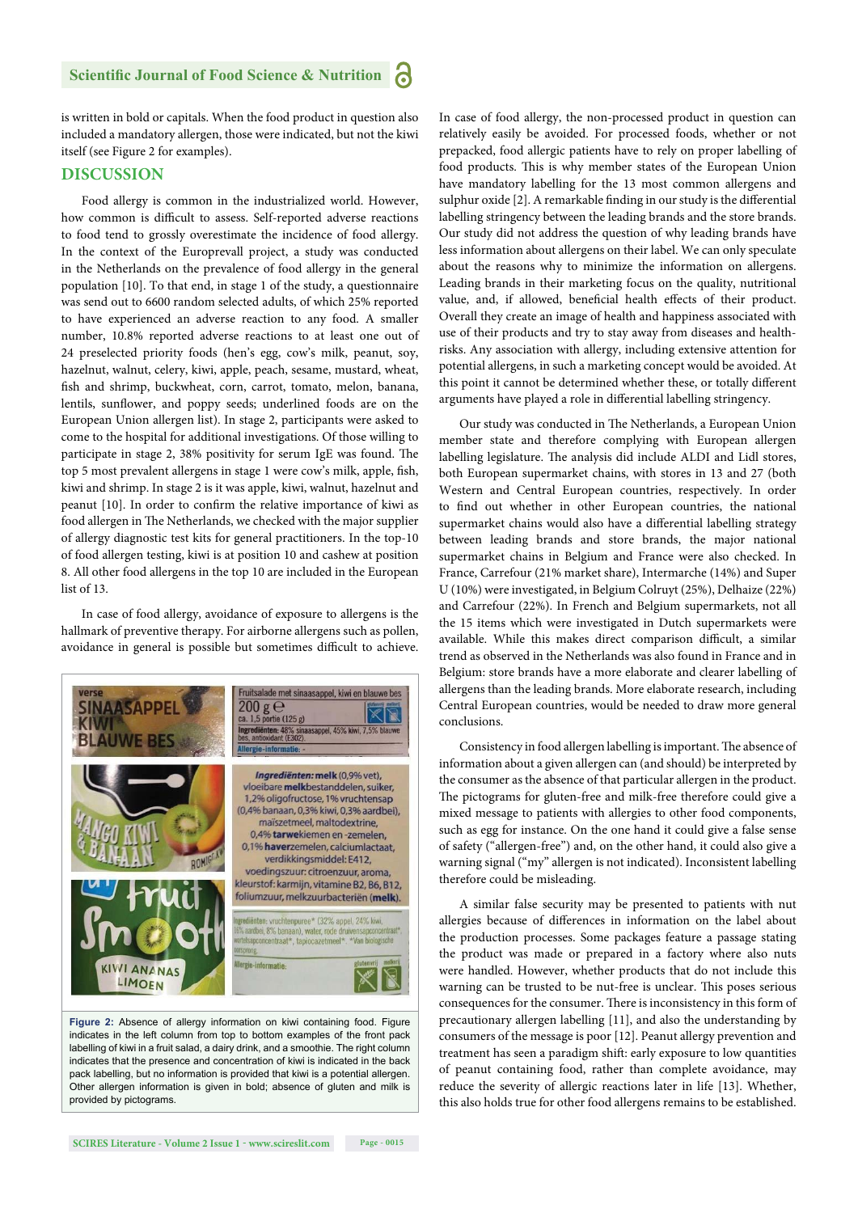is written in bold or capitals. When the food product in question also included a mandatory allergen, those were indicated, but not the kiwi itself (see Figure 2 for examples).

## DISCUSSION

Food allergy is common in the industrialized world. However, how common is difficult to assess. Self-reported adverse reactions to food tend to grossly overestimate the incidence of food allergy. In the context of the Europrevall project, a study was conducted in the Netherlands on the prevalence of food allergy in the general population [10]. To that end, in stage 1 of the study, a questionnaire was send out to 6600 random selected adults, of which 25% reported to have experienced an adverse reaction to any food. A smaller number, 10.8% reported adverse reactions to at least one out of 24 preselected priority foods (hen's egg, cow's milk, peanut, soy, hazelnut, walnut, celery, kiwi, apple, peach, sesame, mustard, wheat, fish and shrimp, buckwheat, corn, carrot, tomato, melon, banana, lentils, sunflower, and poppy seeds; underlined foods are on the European Union allergen list). In stage 2, participants were asked to come to the hospital for additional investigations. Of those willing to participate in stage 2, 38% positivity for serum IgE was found. The top 5 most prevalent allergens in stage 1 were cow's milk, apple, fish, kiwi and shrimp. In stage 2 is it was apple, kiwi, walnut, hazelnut and peanut [10]. In order to confirm the relative importance of kiwi as food allergen in The Netherlands, we checked with the major supplier of allergy diagnostic test kits for general practitioners. In the top-10 of food allergen testing, kiwi is at position 10 and cashew at position 8. All other food allergens in the top 10 are included in the European list of 13.

In case of food allergy, avoidance of exposure to allergens is the hallmark of preventive therapy. For airborne allergens such as pollen, avoidance in general is possible but sometimes difficult to achieve.

**Figure 2:** Absence of allergy information on kiwi containing food. Figure indicates in the left column from top to bottom examples of the front pack labelling of kiwi in a fruit salad, a dairy drink, and a smoothie. The right column indicates that the presence and concentration of kiwi is indicated in the back pack labelling, but no information is provided that kiwi is a potential allergen. Other allergen information is given in bold; absence of gluten and milk is provided by pictograms.

In case of food allergy, the non-processed product in question can relatively easily be avoided. For processed foods, whether or not prepacked, food allergic patients have to rely on proper labelling of food products. This is why member states of the European Union have mandatory labelling for the 13 most common allergens and sulphur oxide [2]. A remarkable finding in our study is the differential labelling stringency between the leading brands and the store brands. Our study did not address the question of why leading brands have less information about allergens on their label. We can only speculate about the reasons why to minimize the information on allergens. Leading brands in their marketing focus on the quality, nutritional value, and, if allowed, beneficial health effects of their product. Overall they create an image of health and happiness associated with use of their products and try to stay away from diseases and health-risks. Any association with allergy, including extensive attention for potential allergens, in such a marketing concept would be avoided. At this point it cannot be determined whether these, or totally different arguments have played a role in differential labelling stringency.

Our study was conducted in The Netherlands, a European Union member state and therefore complying with European allergen labelling legislature. The analysis did include ALDI and Lidl stores, both European supermarket chains, with stores in 13 and 27 (both Western and Central European countries, respectively. In order to find out whether in other European countries, the national supermarket chains would also have a differential labelling strategy between leading brands and store brands, the major national supermarket chains in Belgium and France were also checked. In France, Carrefour (21% market share), Intermarche (14%) and Super U (10%) were investigated, in Belgium Colruyt (25%), Delhaize (22%) and Carrefour (22%). In French and Belgium supermarkets, not all the 15 items which were investigated in Dutch supermarkets were available. While this makes direct comparison difficult, a similar trend as observed in the Netherlands was also found in France and in Belgium: store brands have a more elaborate and clearer labelling of allergens than the leading brands. More elaborate research, including Central European countries, would be needed to draw more general conclusions.

Consistency in food allergen labelling is important. The absence of information about a given allergen can (and should) be interpreted by the consumer as the absence of that particular allergen in the product. The pictograms for gluten-free and milk-free therefore could give a mixed message to patients with allergies to other food components, such as egg for instance. On the one hand it could give a false sense of safety ("allergen-free") and, on the other hand, it could also give a warning signal ("my" allergen is not indicated). Inconsistent labelling therefore could be misleading.

A similar false security may be presented to patients with nut allergies because of differences in information on the label about the production processes. Some packages feature a passage stating the product was made or prepared in a factory where also nuts were handled. However, whether products that do not include this warning can be trusted to be nut-free is unclear. This poses serious consequences for the consumer. There is inconsistency in this form of precautionary allergen labelling [11], and also the understanding by consumers of the message is poor [12]. Peanut allergy prevention and treatment has seen a paradigm shift: early exposure to low quantities of peanut containing food, rather than complete avoidance, may reduce the severity of allergic reactions later in life [13]. Whether, this also holds true for other food allergens remains to be established.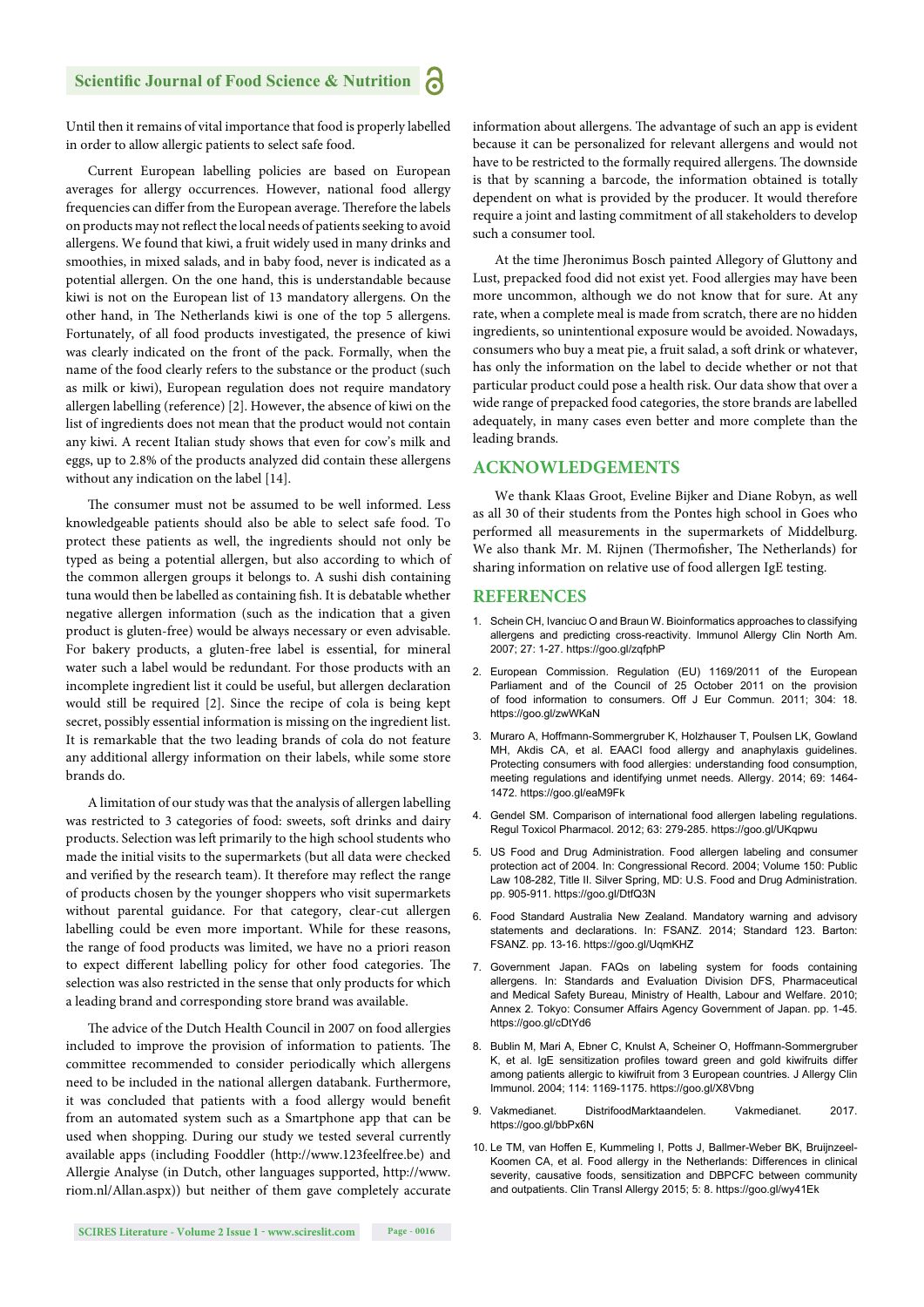Until then it remains of vital importance that food is properly labelled in order to allow allergic patients to select safe food.

Current European labelling policies are based on European averages for allergy occurrences. However, national food allergy frequencies can differ from the European average. Therefore the labels on products may not reflect the local needs of patients seeking to avoid allergens. We found that kiwi, a fruit widely used in many drinks and smoothies, in mixed salads, and in baby food, never is indicated as a potential allergen. On the one hand, this is understandable because kiwi is not on the European list of 13 mandatory allergens. On the other hand, in The Netherlands kiwi is one of the top 5 allergens. Fortunately, of all food products investigated, the presence of kiwi was clearly indicated on the front of the pack. Formally, when the name of the food clearly refers to the substance or the product (such as milk or kiwi), European regulation does not require mandatory allergen labelling (reference) [2]. However, the absence of kiwi on the list of ingredients does not mean that the product would not contain any kiwi. A recent Italian study shows that even for cow's milk and eggs, up to 2.8% of the products analyzed did contain these allergens without any indication on the label [14].

The consumer must not be assumed to be well informed. Less knowledgeable patients should also be able to select safe food. To protect these patients as well, the ingredients should not only be typed as being a potential allergen, but also according to which of the common allergen groups it belongs to. A sushi dish containing tuna would then be labelled as containing fish. It is debatable whether negative allergen information (such as the indication that a given product is gluten-free) would be always necessary or even advisable. For bakery products, a gluten-free label is essential, for mineral water such a label would be redundant. For those products with an incomplete ingredient list it could be useful, but allergen declaration would still be required [2]. Since the recipe of cola is being kept secret, possibly essential information is missing on the ingredient list. It is remarkable that the two leading brands of cola do not feature any additional allergy information on their labels, while some store brands do.

A limitation of our study was that the analysis of allergen labelling was restricted to 3 categories of food: sweets, soft drinks and dairy products. Selection was left primarily to the high school students who made the initial visits to the supermarkets (but all data were checked and verified by the research team). It therefore may reflect the range of products chosen by the younger shoppers who visit supermarkets without parental guidance. For that category, clear-cut allergen labelling could be even more important. While for these reasons, the range of food products was limited, we have no a priori reason to expect different labelling policy for other food categories. The selection was also restricted in the sense that only products for which a leading brand and corresponding store brand was available.

The advice of the Dutch Health Council in 2007 on food allergies included to improve the provision of information to patients. The committee recommended to consider periodically which allergens need to be included in the national allergen databank. Furthermore, it was concluded that patients with a food allergy would benefit from an automated system such as a Smartphone app that can be used when shopping. During our study we tested several currently available apps (including Fooddler (http://www.123feelfree.be) and Allergie Analyse (in Dutch, other languages supported, http://www.riom.nl/Allan.aspx)) but neither of them gave completely accurate information about allergens. The advantage of such an app is evident because it can be personalized for relevant allergens and would not have to be restricted to the formally required allergens. The downside is that by scanning a barcode, the information obtained is totally dependent on what is provided by the producer. It would therefore require a joint and lasting commitment of all stakeholders to develop such a consumer tool.

At the time Jheronimus Bosch painted Allegory of Gluttony and Lust, prepacked food did not exist yet. Food allergies may have been more uncommon, although we do not know that for sure. At any rate, when a complete meal is made from scratch, there are no hidden ingredients, so unintentional exposure would be avoided. Nowadays, consumers who buy a meat pie, a fruit salad, a soft drink or whatever, has only the information on the label to decide whether or not that particular product could pose a health risk. Our data show that over a wide range of prepacked food categories, the store brands are labelled adequately, in many cases even better and more complete than the leading brands.

## ACKNOWLEDGEMENTS

We thank Klaas Groot, Eveline Bijker and Diane Robyn, as well as all 30 of their students from the Pontes high school in Goes who performed all measurements in the supermarkets of Middelburg. We also thank Mr. M. Rijnen (Thermofisher, The Netherlands) for sharing information on relative use of food allergen IgE testing.

## REFERENCES

1. Schein CH, Ivanciuc O and Braun W. Bioinformatics approaches to classifying allergens and predicting cross-reactivity. Immunol Allergy Clin North Am. 2007; 27: 1-27. https://goo.gl/zqfphP
2. European Commission. Regulation (EU) 1169/2011 of the European Parliament and of the Council of 25 October 2011 on the provision of food information to consumers. Off J Eur Commun. 2011; 304: 18. https://goo.gl/zwWKaN
3. Muraro A, Hoffmann-Sommergruber K, Holzhauser T, Poulsen LK, Gowland MH, Akdis CA, et al. EAACI food allergy and anaphylaxis guidelines. Protecting consumers with food allergies: understanding food consumption, meeting regulations and identifying unmet needs. Allergy. 2014; 69: 1464-1472. https://goo.gl/eaM9Fk
4. Gendel SM. Comparison of international food allergen labeling regulations. Regul Toxicol Pharmacol. 2012; 63: 279-285. https://goo.gl/UKqpwu
5. US Food and Drug Administration. Food allergen labeling and consumer protection act of 2004. In: Congressional Record. 2004; Volume 150: Public Law 108-282, Title II. Silver Spring, MD: U.S. Food and Drug Administration. pp. 905-911. https://goo.gl/DtfQ3N
6. Food Standard Australia New Zealand. Mandatory warning and advisory statements and declarations. In: FSANZ. 2014; Standard 123. Barton: FSANZ. pp. 13-16. https://goo.gl/UqmKHZ
7. Government Japan. FAQs on labeling system for foods containing allergens. In: Standards and Evaluation Division DFS, Pharmaceutical and Medical Safety Bureau, Ministry of Health, Labour and Welfare. 2010; Annex 2. Tokyo: Consumer Affairs Agency Government of Japan. pp. 1-45. https://goo.gl/cDtYd6
8. Bublin M, Mari A, Ebner C, Knulst A, Scheiner O, Hoffmann-Sommergruber K, et al. IgE sensitization profiles toward green and gold kiwifruits differ among patients allergic to kiwifruit from 3 European countries. J Allergy Clin Immunol. 2004; 114: 1169-1175. https://goo.gl/X8Vbng
9. Vakmedianet. DistrifoodMarktaandelen. Vakmedianet. 2017. https://goo.gl/bbPx6N
10. Le TM, van Hoffen E, Kummeling I, Potts J, Ballmer-Weber BK, Bruijnzeel-Koomen CA, et al. Food allergy in the Netherlands: Differences in clinical severity, causative foods, sensitization and DBPCFC between community and outpatients. Clin Transl Allergy 2015; 5: 8. https://goo.gl/wy41Ek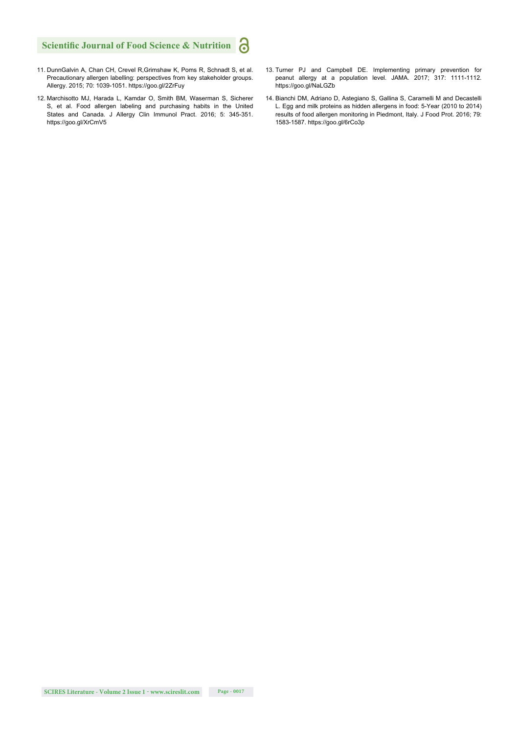11. DunnGalvin A, Chan CH, Crevel R,Grimshaw K, Poms R, Schnadt S, et al. Precautionary allergen labelling: perspectives from key stakeholder groups. Allergy. 2015; 70: 1039-1051. https://goo.gl/2ZrFuy

12. Marchisotto MJ, Harada L, Kamdar O, Smith BM, Waserman S, Sicherer S, et al. Food allergen labeling and purchasing habits in the United States and Canada. J Allergy Clin Immunol Pract. 2016; 5: 345-351. https://goo.gl/XrCmV5

13. Turner PJ and Campbell DE. Implementing primary prevention for peanut allergy at a population level. JAMA. 2017; 317: 1111-1112. https://goo.gl/NaLGZb

14. Bianchi DM, Adriano D, Astegiano S, Gallina S, Caramelli M and Decastelli L. Egg and milk proteins as hidden allergens in food: 5-Year (2010 to 2014) results of food allergen monitoring in Piedmont, Italy. J Food Prot. 2016; 79: 1583-1587. https://goo.gl/6rCo3p